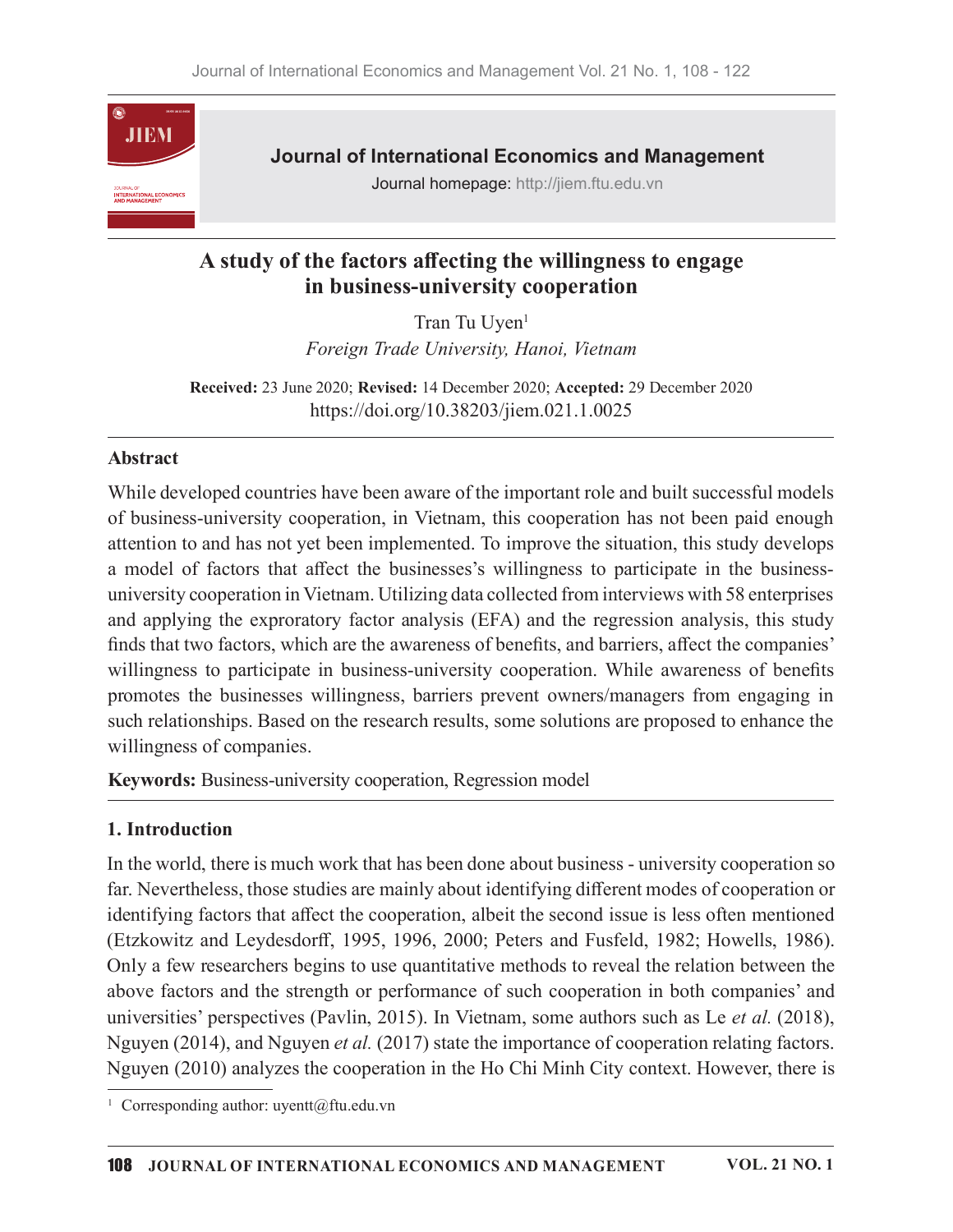## Journal of International Economics and Management

Journal homepage: http://jiem.ftu.edu.vn

# A study of the factors affecting the willingness to engage in business-university cooperation

Tran Tu Uyen[1]

*Foreign Trade University, Hanoi, Vietnam*

**Received:** 23 June 2020; **Revised:** 14 December 2020; **Accepted:** 29 December 2020

https://doi.org/10.38203/jiem.021.1.0025

### Abstract

While developed countries have been aware of the important role and built successful models of business-university cooperation, in Vietnam, this cooperation has not been paid enough attention to and has not yet been implemented. To improve the situation, this study develops a model of factors that affect the businesses's willingness to participate in the business-university cooperation in Vietnam. Utilizing data collected from interviews with 58 enterprises and applying the exproratory factor analysis (EFA) and the regression analysis, this study finds that two factors, which are the awareness of benefits, and barriers, affect the companies' willingness to participate in business-university cooperation. While awareness of benefits promotes the businesses willingness, barriers prevent owners/managers from engaging in such relationships. Based on the research results, some solutions are proposed to enhance the willingness of companies.

**Keywords:** Business-university cooperation, Regression model

## 1. Introduction

In the world, there is much work that has been done about business - university cooperation so far. Nevertheless, those studies are mainly about identifying different modes of cooperation or identifying factors that affect the cooperation, albeit the second issue is less often mentioned (Etzkowitz and Leydesdorff, 1995, 1996, 2000; Peters and Fusfeld, 1982; Howells, 1986). Only a few researchers begins to use quantitative methods to reveal the relation between the above factors and the strength or performance of such cooperation in both companies' and universities' perspectives (Pavlin, 2015). In Vietnam, some authors such as Le *et al.* (2018), Nguyen (2014), and Nguyen *et al.* (2017) state the importance of cooperation relating factors. Nguyen (2010) analyzes the cooperation in the Ho Chi Minh City context. However, there is

[1] Corresponding author: uyentt@ftu.edu.vn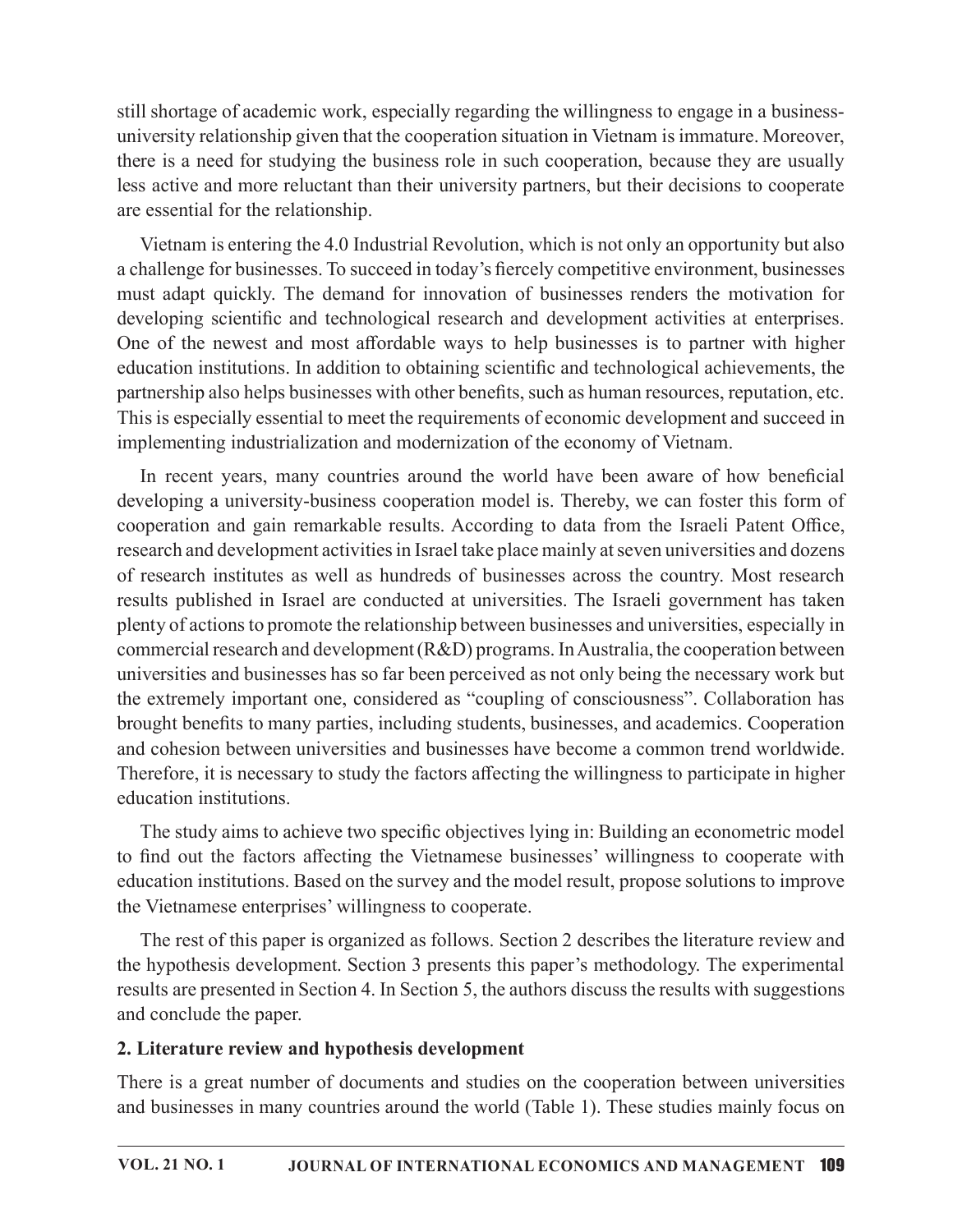still shortage of academic work, especially regarding the willingness to engage in a business-university relationship given that the cooperation situation in Vietnam is immature. Moreover, there is a need for studying the business role in such cooperation, because they are usually less active and more reluctant than their university partners, but their decisions to cooperate are essential for the relationship.

Vietnam is entering the 4.0 Industrial Revolution, which is not only an opportunity but also a challenge for businesses. To succeed in today's fiercely competitive environment, businesses must adapt quickly. The demand for innovation of businesses renders the motivation for developing scientific and technological research and development activities at enterprises. One of the newest and most affordable ways to help businesses is to partner with higher education institutions. In addition to obtaining scientific and technological achievements, the partnership also helps businesses with other benefits, such as human resources, reputation, etc. This is especially essential to meet the requirements of economic development and succeed in implementing industrialization and modernization of the economy of Vietnam.

In recent years, many countries around the world have been aware of how beneficial developing a university-business cooperation model is. Thereby, we can foster this form of cooperation and gain remarkable results. According to data from the Israeli Patent Office, research and development activities in Israel take place mainly at seven universities and dozens of research institutes as well as hundreds of businesses across the country. Most research results published in Israel are conducted at universities. The Israeli government has taken plenty of actions to promote the relationship between businesses and universities, especially in commercial research and development (R&D) programs. In Australia, the cooperation between universities and businesses has so far been perceived as not only being the necessary work but the extremely important one, considered as "coupling of consciousness". Collaboration has brought benefits to many parties, including students, businesses, and academics. Cooperation and cohesion between universities and businesses have become a common trend worldwide. Therefore, it is necessary to study the factors affecting the willingness to participate in higher education institutions.

The study aims to achieve two specific objectives lying in: Building an econometric model to find out the factors affecting the Vietnamese businesses' willingness to cooperate with education institutions. Based on the survey and the model result, propose solutions to improve the Vietnamese enterprises' willingness to cooperate.

The rest of this paper is organized as follows. Section 2 describes the literature review and the hypothesis development. Section 3 presents this paper's methodology. The experimental results are presented in Section 4. In Section 5, the authors discuss the results with suggestions and conclude the paper.

## 2. Literature review and hypothesis development

There is a great number of documents and studies on the cooperation between universities and businesses in many countries around the world (Table 1). These studies mainly focus on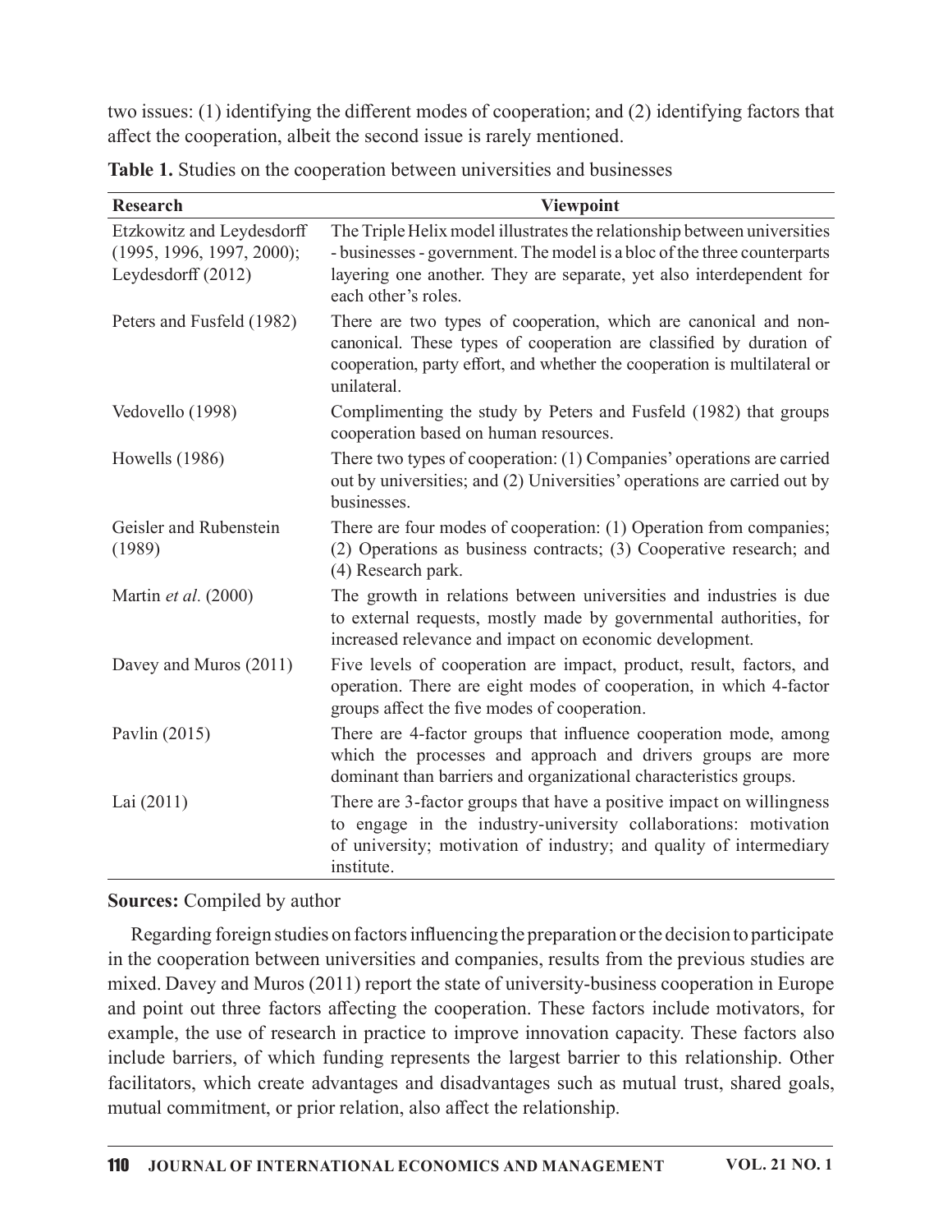two issues: (1) identifying the different modes of cooperation; and (2) identifying factors that affect the cooperation, albeit the second issue is rarely mentioned.

**Table 1.** Studies on the cooperation between universities and businesses

| Research | Viewpoint |
|---|---|
| Etzkowitz and Leydesdorff (1995, 1996, 1997, 2000); Leydesdorff (2012) | The Triple Helix model illustrates the relationship between universities - businesses - government. The model is a bloc of the three counterparts layering one another. They are separate, yet also interdependent for each other's roles. |
| Peters and Fusfeld (1982) | There are two types of cooperation, which are canonical and non-canonical. These types of cooperation are classified by duration of cooperation, party effort, and whether the cooperation is multilateral or unilateral. |
| Vedovello (1998) | Complimenting the study by Peters and Fusfeld (1982) that groups cooperation based on human resources. |
| Howells (1986) | There two types of cooperation: (1) Companies' operations are carried out by universities; and (2) Universities' operations are carried out by businesses. |
| Geisler and Rubenstein (1989) | There are four modes of cooperation: (1) Operation from companies; (2) Operations as business contracts; (3) Cooperative research; and (4) Research park. |
| Martin *et al.* (2000) | The growth in relations between universities and industries is due to external requests, mostly made by governmental authorities, for increased relevance and impact on economic development. |
| Davey and Muros (2011) | Five levels of cooperation are impact, product, result, factors, and operation. There are eight modes of cooperation, in which 4-factor groups affect the five modes of cooperation. |
| Pavlin (2015) | There are 4-factor groups that influence cooperation mode, among which the processes and approach and drivers groups are more dominant than barriers and organizational characteristics groups. |
| Lai (2011) | There are 3-factor groups that have a positive impact on willingness to engage in the industry-university collaborations: motivation of university; motivation of industry; and quality of intermediary institute. |

**Sources:** Compiled by author

Regarding foreign studies on factors influencing the preparation or the decision to participate in the cooperation between universities and companies, results from the previous studies are mixed. Davey and Muros (2011) report the state of university-business cooperation in Europe and point out three factors affecting the cooperation. These factors include motivators, for example, the use of research in practice to improve innovation capacity. These factors also include barriers, of which funding represents the largest barrier to this relationship. Other facilitators, which create advantages and disadvantages such as mutual trust, shared goals, mutual commitment, or prior relation, also affect the relationship.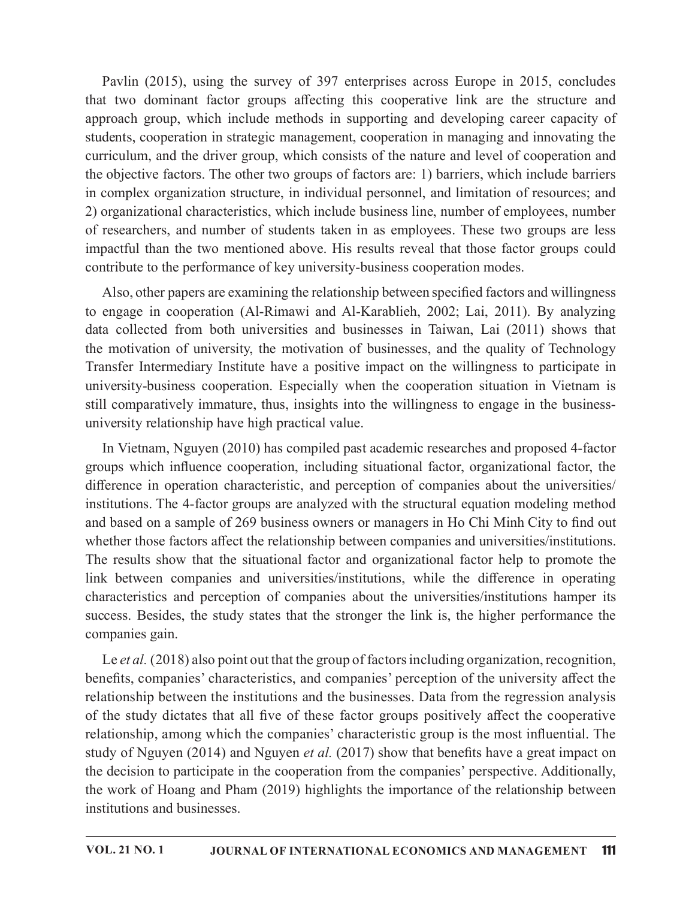Pavlin (2015), using the survey of 397 enterprises across Europe in 2015, concludes that two dominant factor groups affecting this cooperative link are the structure and approach group, which include methods in supporting and developing career capacity of students, cooperation in strategic management, cooperation in managing and innovating the curriculum, and the driver group, which consists of the nature and level of cooperation and the objective factors. The other two groups of factors are: 1) barriers, which include barriers in complex organization structure, in individual personnel, and limitation of resources; and 2) organizational characteristics, which include business line, number of employees, number of researchers, and number of students taken in as employees. These two groups are less impactful than the two mentioned above. His results reveal that those factor groups could contribute to the performance of key university-business cooperation modes.

Also, other papers are examining the relationship between specified factors and willingness to engage in cooperation (Al-Rimawi and Al-Karablieh, 2002; Lai, 2011). By analyzing data collected from both universities and businesses in Taiwan, Lai (2011) shows that the motivation of university, the motivation of businesses, and the quality of Technology Transfer Intermediary Institute have a positive impact on the willingness to participate in university-business cooperation. Especially when the cooperation situation in Vietnam is still comparatively immature, thus, insights into the willingness to engage in the business-university relationship have high practical value.

In Vietnam, Nguyen (2010) has compiled past academic researches and proposed 4-factor groups which influence cooperation, including situational factor, organizational factor, the difference in operation characteristic, and perception of companies about the universities/institutions. The 4-factor groups are analyzed with the structural equation modeling method and based on a sample of 269 business owners or managers in Ho Chi Minh City to find out whether those factors affect the relationship between companies and universities/institutions. The results show that the situational factor and organizational factor help to promote the link between companies and universities/institutions, while the difference in operating characteristics and perception of companies about the universities/institutions hamper its success. Besides, the study states that the stronger the link is, the higher performance the companies gain.

Le *et al.* (2018) also point out that the group of factors including organization, recognition, benefits, companies' characteristics, and companies' perception of the university affect the relationship between the institutions and the businesses. Data from the regression analysis of the study dictates that all five of these factor groups positively affect the cooperative relationship, among which the companies' characteristic group is the most influential. The study of Nguyen (2014) and Nguyen *et al.* (2017) show that benefits have a great impact on the decision to participate in the cooperation from the companies' perspective. Additionally, the work of Hoang and Pham (2019) highlights the importance of the relationship between institutions and businesses.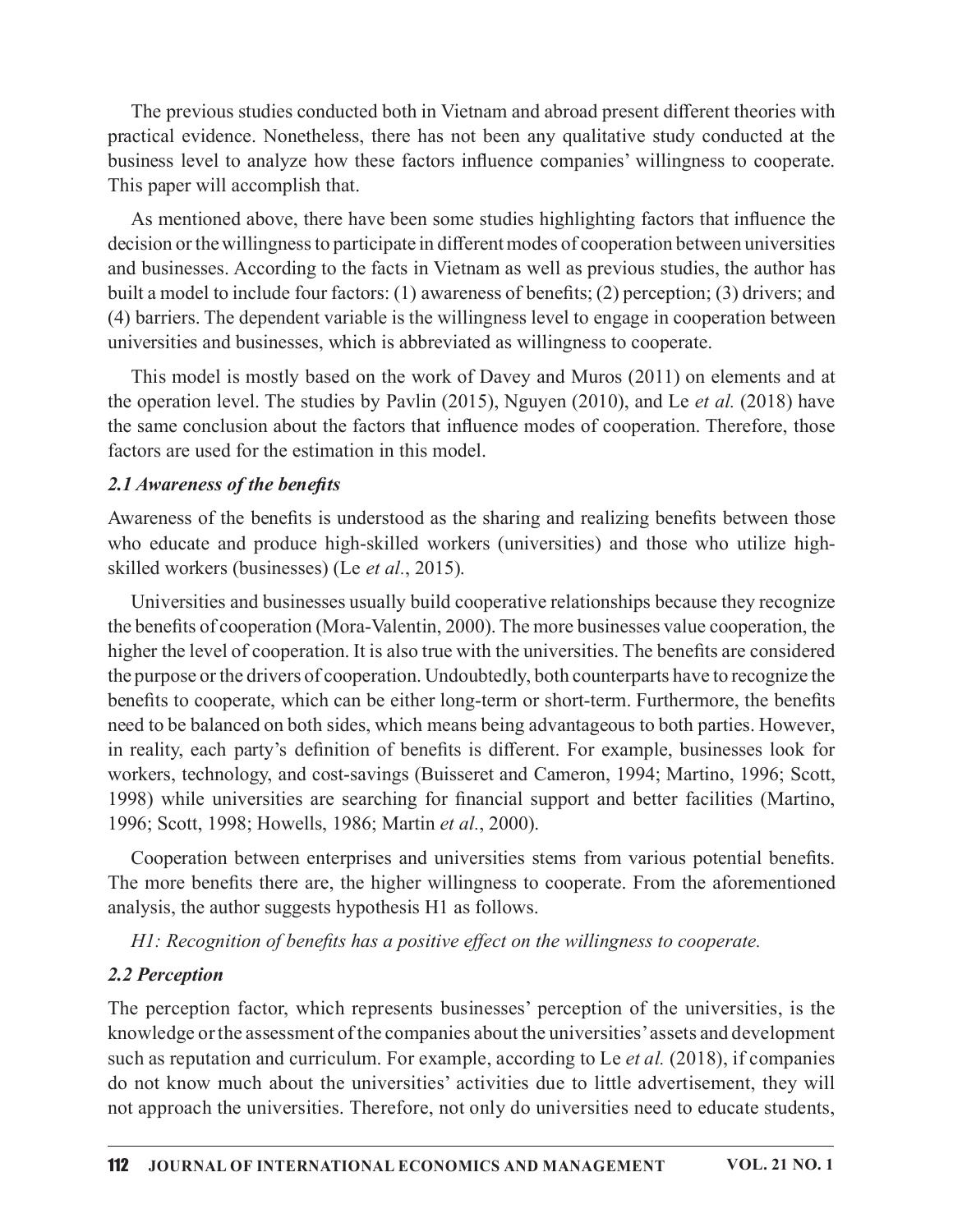The previous studies conducted both in Vietnam and abroad present different theories with practical evidence. Nonetheless, there has not been any qualitative study conducted at the business level to analyze how these factors influence companies' willingness to cooperate. This paper will accomplish that.

As mentioned above, there have been some studies highlighting factors that influence the decision or the willingness to participate in different modes of cooperation between universities and businesses. According to the facts in Vietnam as well as previous studies, the author has built a model to include four factors: (1) awareness of benefits; (2) perception; (3) drivers; and (4) barriers. The dependent variable is the willingness level to engage in cooperation between universities and businesses, which is abbreviated as willingness to cooperate.

This model is mostly based on the work of Davey and Muros (2011) on elements and at the operation level. The studies by Pavlin (2015), Nguyen (2010), and Le *et al.* (2018) have the same conclusion about the factors that influence modes of cooperation. Therefore, those factors are used for the estimation in this model.

### *2.1 Awareness of the benefits*

Awareness of the benefits is understood as the sharing and realizing benefits between those who educate and produce high-skilled workers (universities) and those who utilize high-skilled workers (businesses) (Le *et al.*, 2015).

Universities and businesses usually build cooperative relationships because they recognize the benefits of cooperation (Mora-Valentin, 2000). The more businesses value cooperation, the higher the level of cooperation. It is also true with the universities. The benefits are considered the purpose or the drivers of cooperation. Undoubtedly, both counterparts have to recognize the benefits to cooperate, which can be either long-term or short-term. Furthermore, the benefits need to be balanced on both sides, which means being advantageous to both parties. However, in reality, each party's definition of benefits is different. For example, businesses look for workers, technology, and cost-savings (Buisseret and Cameron, 1994; Martino, 1996; Scott, 1998) while universities are searching for financial support and better facilities (Martino, 1996; Scott, 1998; Howells, 1986; Martin *et al.*, 2000).

Cooperation between enterprises and universities stems from various potential benefits. The more benefits there are, the higher willingness to cooperate. From the aforementioned analysis, the author suggests hypothesis H1 as follows.

*H1: Recognition of benefits has a positive effect on the willingness to cooperate.*

### *2.2 Perception*

The perception factor, which represents businesses' perception of the universities, is the knowledge or the assessment of the companies about the universities' assets and development such as reputation and curriculum. For example, according to Le *et al.* (2018), if companies do not know much about the universities' activities due to little advertisement, they will not approach the universities. Therefore, not only do universities need to educate students,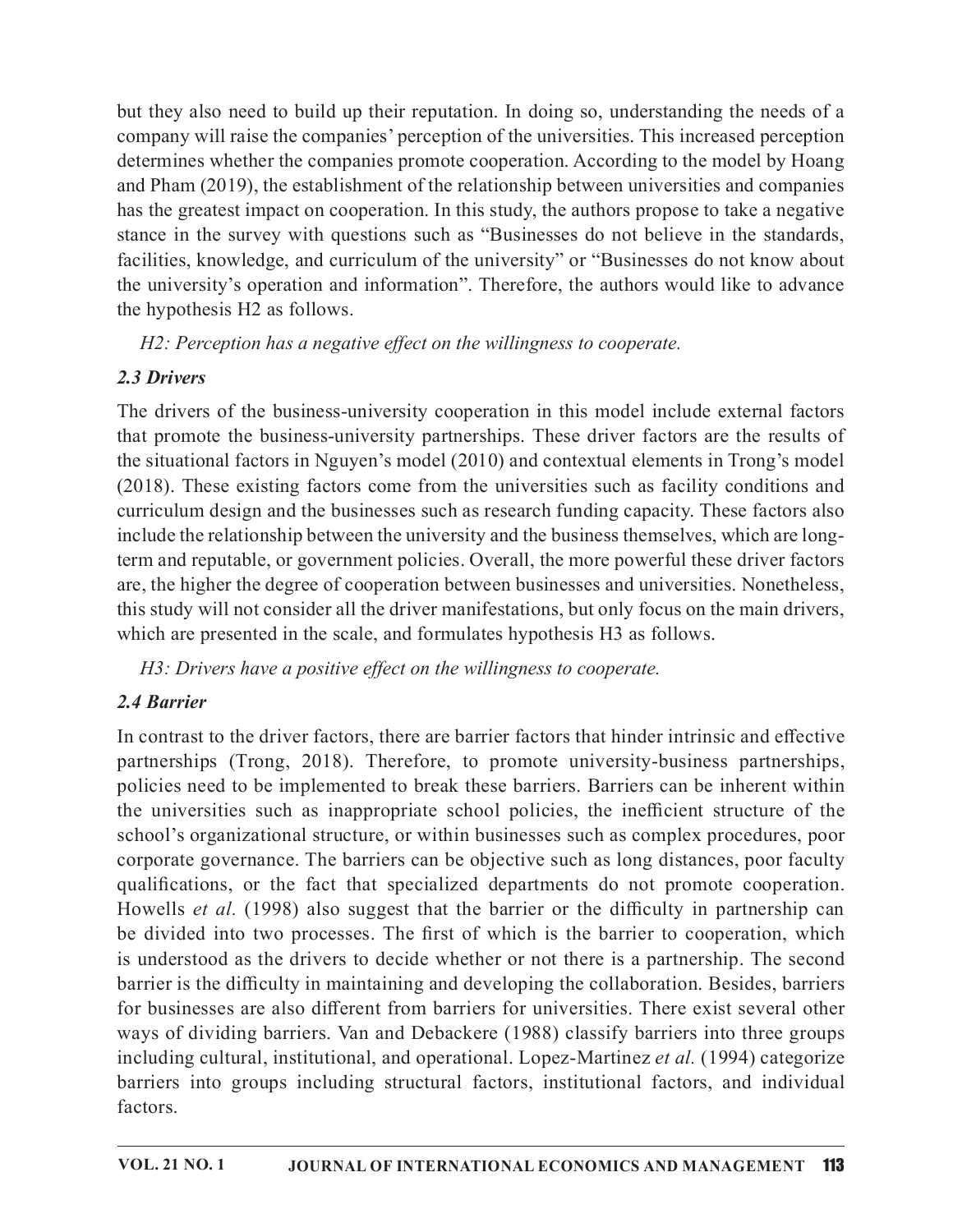but they also need to build up their reputation. In doing so, understanding the needs of a company will raise the companies' perception of the universities. This increased perception determines whether the companies promote cooperation. According to the model by Hoang and Pham (2019), the establishment of the relationship between universities and companies has the greatest impact on cooperation. In this study, the authors propose to take a negative stance in the survey with questions such as "Businesses do not believe in the standards, facilities, knowledge, and curriculum of the university" or "Businesses do not know about the university's operation and information". Therefore, the authors would like to advance the hypothesis H2 as follows.

*H2: Perception has a negative effect on the willingness to cooperate.*

### *2.3 Drivers*

The drivers of the business-university cooperation in this model include external factors that promote the business-university partnerships. These driver factors are the results of the situational factors in Nguyen's model (2010) and contextual elements in Trong's model (2018). These existing factors come from the universities such as facility conditions and curriculum design and the businesses such as research funding capacity. These factors also include the relationship between the university and the business themselves, which are long-term and reputable, or government policies. Overall, the more powerful these driver factors are, the higher the degree of cooperation between businesses and universities. Nonetheless, this study will not consider all the driver manifestations, but only focus on the main drivers, which are presented in the scale, and formulates hypothesis H3 as follows.

*H3: Drivers have a positive effect on the willingness to cooperate.*

### *2.4 Barrier*

In contrast to the driver factors, there are barrier factors that hinder intrinsic and effective partnerships (Trong, 2018). Therefore, to promote university-business partnerships, policies need to be implemented to break these barriers. Barriers can be inherent within the universities such as inappropriate school policies, the inefficient structure of the school's organizational structure, or within businesses such as complex procedures, poor corporate governance. The barriers can be objective such as long distances, poor faculty qualifications, or the fact that specialized departments do not promote cooperation. Howells *et al.* (1998) also suggest that the barrier or the difficulty in partnership can be divided into two processes. The first of which is the barrier to cooperation, which is understood as the drivers to decide whether or not there is a partnership. The second barrier is the difficulty in maintaining and developing the collaboration. Besides, barriers for businesses are also different from barriers for universities. There exist several other ways of dividing barriers. Van and Debackere (1988) classify barriers into three groups including cultural, institutional, and operational. Lopez-Martinez *et al.* (1994) categorize barriers into groups including structural factors, institutional factors, and individual factors.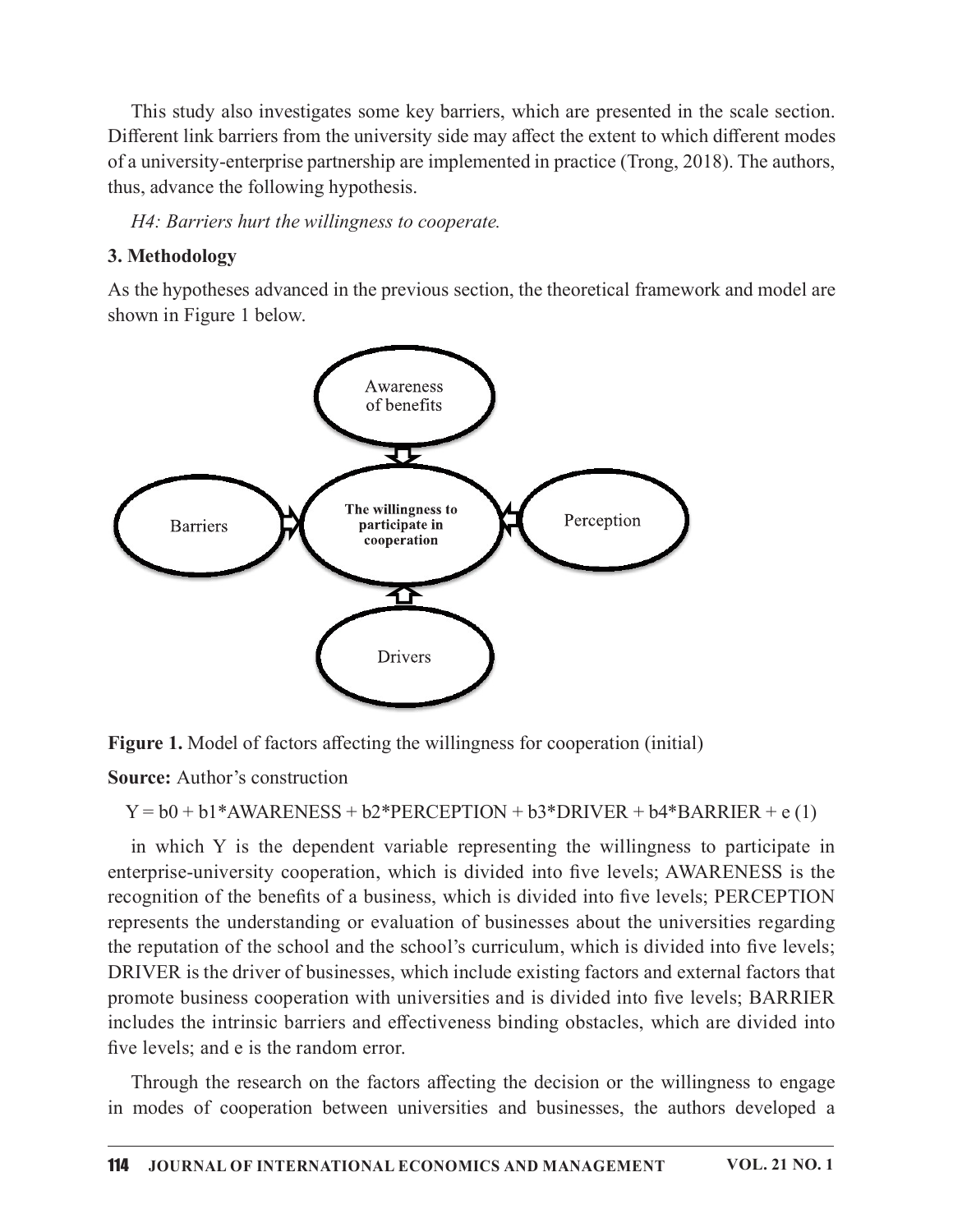This study also investigates some key barriers, which are presented in the scale section. Different link barriers from the university side may affect the extent to which different modes of a university-enterprise partnership are implemented in practice (Trong, 2018). The authors, thus, advance the following hypothesis.

*H4: Barriers hurt the willingness to cooperate.*

## 3. Methodology

As the hypotheses advanced in the previous section, the theoretical framework and model are shown in Figure 1 below.

**Figure 1.** Model of factors affecting the willingness for cooperation (initial)

**Source:** Author's construction

$$Y = b0 + b1*AWARENESS + b2*PERCEPTION + b3*DRIVER + b4*BARRIER + e \quad (1)$$

in which Y is the dependent variable representing the willingness to participate in enterprise-university cooperation, which is divided into five levels; AWARENESS is the recognition of the benefits of a business, which is divided into five levels; PERCEPTION represents the understanding or evaluation of businesses about the universities regarding the reputation of the school and the school's curriculum, which is divided into five levels; DRIVER is the driver of businesses, which include existing factors and external factors that promote business cooperation with universities and is divided into five levels; BARRIER includes the intrinsic barriers and effectiveness binding obstacles, which are divided into five levels; and e is the random error.

Through the research on the factors affecting the decision or the willingness to engage in modes of cooperation between universities and businesses, the authors developed a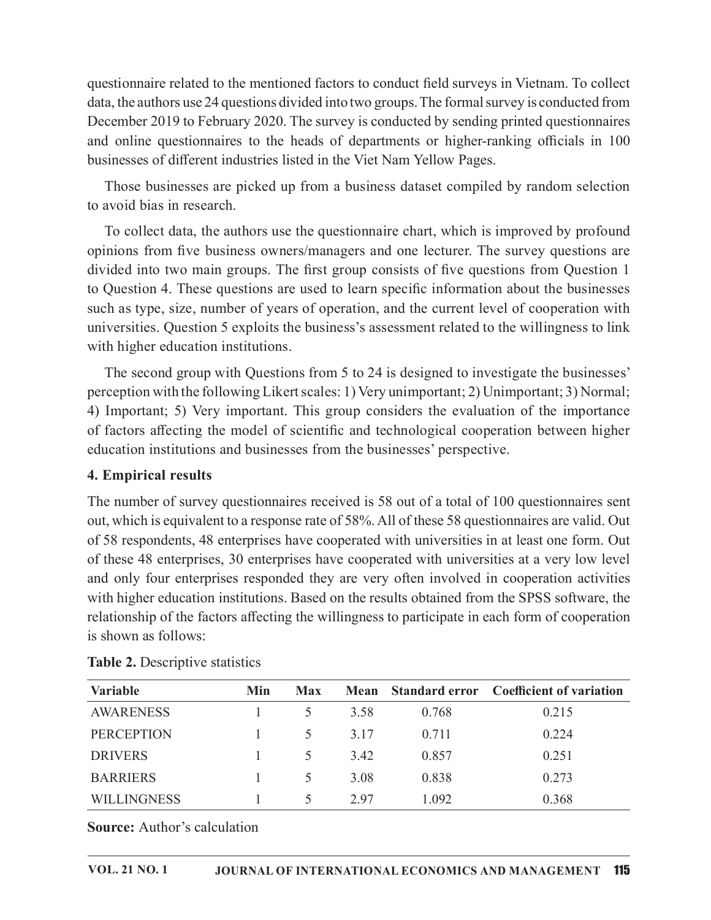questionnaire related to the mentioned factors to conduct field surveys in Vietnam. To collect data, the authors use 24 questions divided into two groups. The formal survey is conducted from December 2019 to February 2020. The survey is conducted by sending printed questionnaires and online questionnaires to the heads of departments or higher-ranking officials in 100 businesses of different industries listed in the Viet Nam Yellow Pages.

Those businesses are picked up from a business dataset compiled by random selection to avoid bias in research.

To collect data, the authors use the questionnaire chart, which is improved by profound opinions from five business owners/managers and one lecturer. The survey questions are divided into two main groups. The first group consists of five questions from Question 1 to Question 4. These questions are used to learn specific information about the businesses such as type, size, number of years of operation, and the current level of cooperation with universities. Question 5 exploits the business's assessment related to the willingness to link with higher education institutions.

The second group with Questions from 5 to 24 is designed to investigate the businesses' perception with the following Likert scales: 1) Very unimportant; 2) Unimportant; 3) Normal; 4) Important; 5) Very important. This group considers the evaluation of the importance of factors affecting the model of scientific and technological cooperation between higher education institutions and businesses from the businesses' perspective.

## 4. Empirical results

The number of survey questionnaires received is 58 out of a total of 100 questionnaires sent out, which is equivalent to a response rate of 58%. All of these 58 questionnaires are valid. Out of 58 respondents, 48 enterprises have cooperated with universities in at least one form. Out of these 48 enterprises, 30 enterprises have cooperated with universities at a very low level and only four enterprises responded they are very often involved in cooperation activities with higher education institutions. Based on the results obtained from the SPSS software, the relationship of the factors affecting the willingness to participate in each form of cooperation is shown as follows:

**Table 2.** Descriptive statistics

| Variable | Min | Max | Mean | Standard error | Coefficient of variation |
|---|---|---|---|---|---|
| AWARENESS | 1 | 5 | 3.58 | 0.768 | 0.215 |
| PERCEPTION | 1 | 5 | 3.17 | 0.711 | 0.224 |
| DRIVERS | 1 | 5 | 3.42 | 0.857 | 0.251 |
| BARRIERS | 1 | 5 | 3.08 | 0.838 | 0.273 |
| WILLINGNESS | 1 | 5 | 2.97 | 1.092 | 0.368 |

**Source:** Author's calculation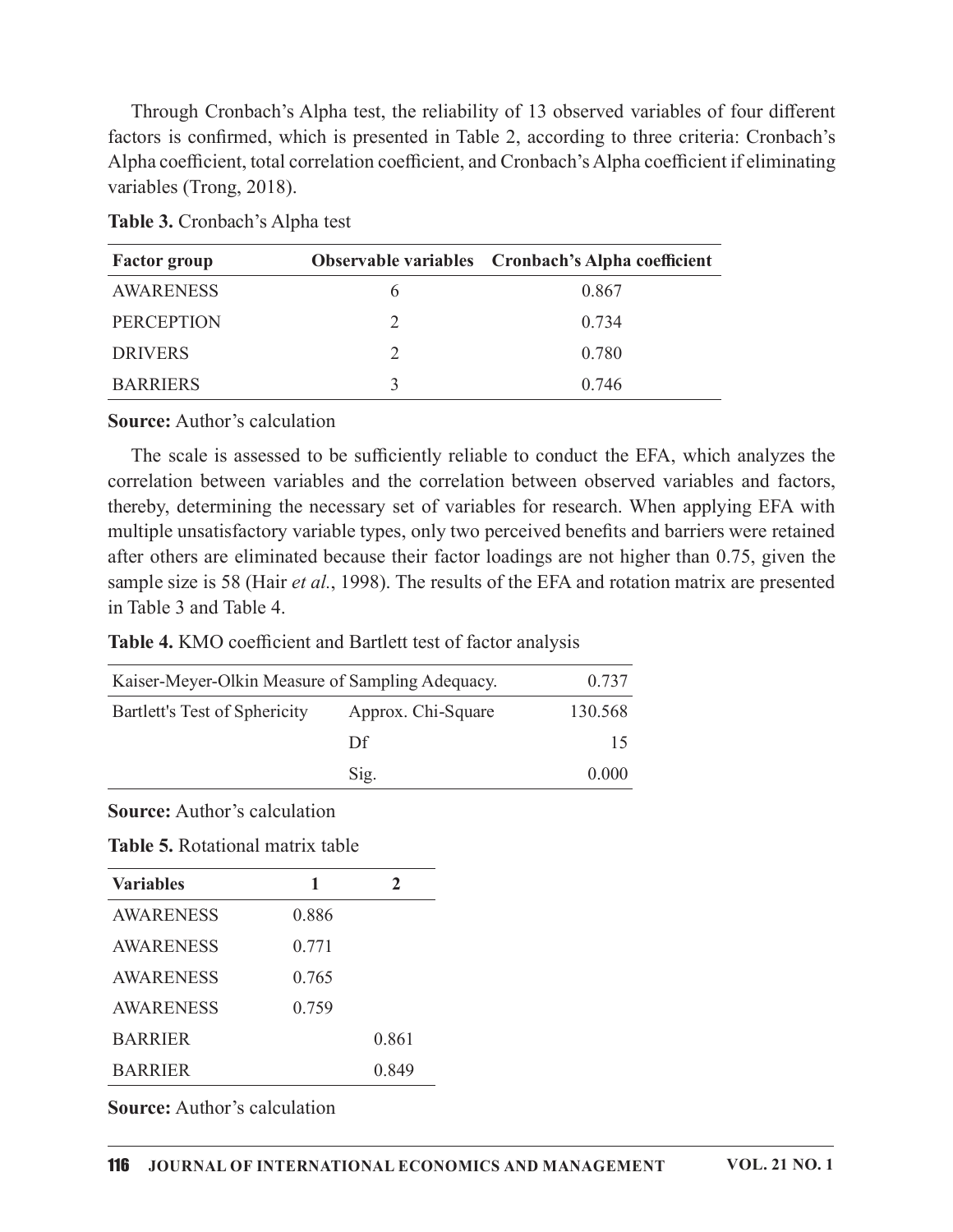Through Cronbach's Alpha test, the reliability of 13 observed variables of four different factors is confirmed, which is presented in Table 2, according to three criteria: Cronbach's Alpha coefficient, total correlation coefficient, and Cronbach's Alpha coefficient if eliminating variables (Trong, 2018).

**Table 3.** Cronbach's Alpha test

| Factor group | Observable variables | Cronbach's Alpha coefficient |
|---|---|---|
| AWARENESS | 6 | 0.867 |
| PERCEPTION | 2 | 0.734 |
| DRIVERS | 2 | 0.780 |
| BARRIERS | 3 | 0.746 |

**Source:** Author's calculation

The scale is assessed to be sufficiently reliable to conduct the EFA, which analyzes the correlation between variables and the correlation between observed variables and factors, thereby, determining the necessary set of variables for research. When applying EFA with multiple unsatisfactory variable types, only two perceived benefits and barriers were retained after others are eliminated because their factor loadings are not higher than 0.75, given the sample size is 58 (Hair *et al.*, 1998). The results of the EFA and rotation matrix are presented in Table 3 and Table 4.

**Table 4.** KMO coefficient and Bartlett test of factor analysis

| Kaiser-Meyer-Olkin Measure of Sampling Adequacy. | | 0.737 |
|---|---|---|
| Bartlett's Test of Sphericity | Approx. Chi-Square | 130.568 |
| | Df | 15 |
| | Sig. | 0.000 |

**Source:** Author's calculation

**Table 5.** Rotational matrix table

| Variables | 1 | 2 |
|---|---|---|
| AWARENESS | 0.886 | |
| AWARENESS | 0.771 | |
| AWARENESS | 0.765 | |
| AWARENESS | 0.759 | |
| BARRIER | | 0.861 |
| BARRIER | | 0.849 |

**Source:** Author's calculation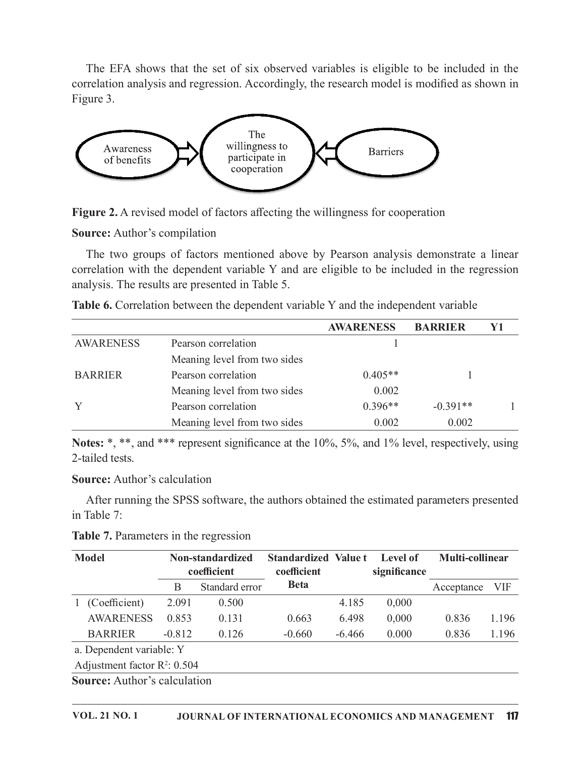The EFA shows that the set of six observed variables is eligible to be included in the correlation analysis and regression. Accordingly, the research model is modified as shown in Figure 3.

**Figure 2.** A revised model of factors affecting the willingness for cooperation

**Source:** Author's compilation

The two groups of factors mentioned above by Pearson analysis demonstrate a linear correlation with the dependent variable Y and are eligible to be included in the regression analysis. The results are presented in Table 5.

**Table 6.** Correlation between the dependent variable Y and the independent variable

| | | AWARENESS | BARRIER | Y1 |
|---|---|---|---|---|
| AWARENESS | Pearson correlation | 1 | | |
| | Meaning level from two sides | | | |
| BARRIER | Pearson correlation | 0.405** | 1 | |
| | Meaning level from two sides | 0.002 | | |
| Y | Pearson correlation | 0.396** | -0.391** | 1 |
| | Meaning level from two sides | 0.002 | 0.002 | |

**Notes:** *, **, and *** represent significance at the 10%, 5%, and 1% level, respectively, using 2-tailed tests.

**Source:** Author's calculation

After running the SPSS software, the authors obtained the estimated parameters presented in Table 7:

**Table 7.** Parameters in the regression

| Model | | Non-standardized coefficient | | Standardized coefficient | Value t | Level of significance | Multi-collinear | |
|---|---|---|---|---|---|---|---|---|
| | | B | Standard error | Beta | | | Acceptance | VIF |
| 1 | (Coefficient) | 2.091 | 0.500 | | 4.185 | 0,000 | | |
| | AWARENESS | 0.853 | 0.131 | 0.663 | 6.498 | 0,000 | 0.836 | 1.196 |
| | BARRIER | -0.812 | 0.126 | -0.660 | -6.466 | 0.000 | 0.836 | 1.196 |

a. Dependent variable: Y

Adjustment factor $R^2$: 0.504

**Source:** Author's calculation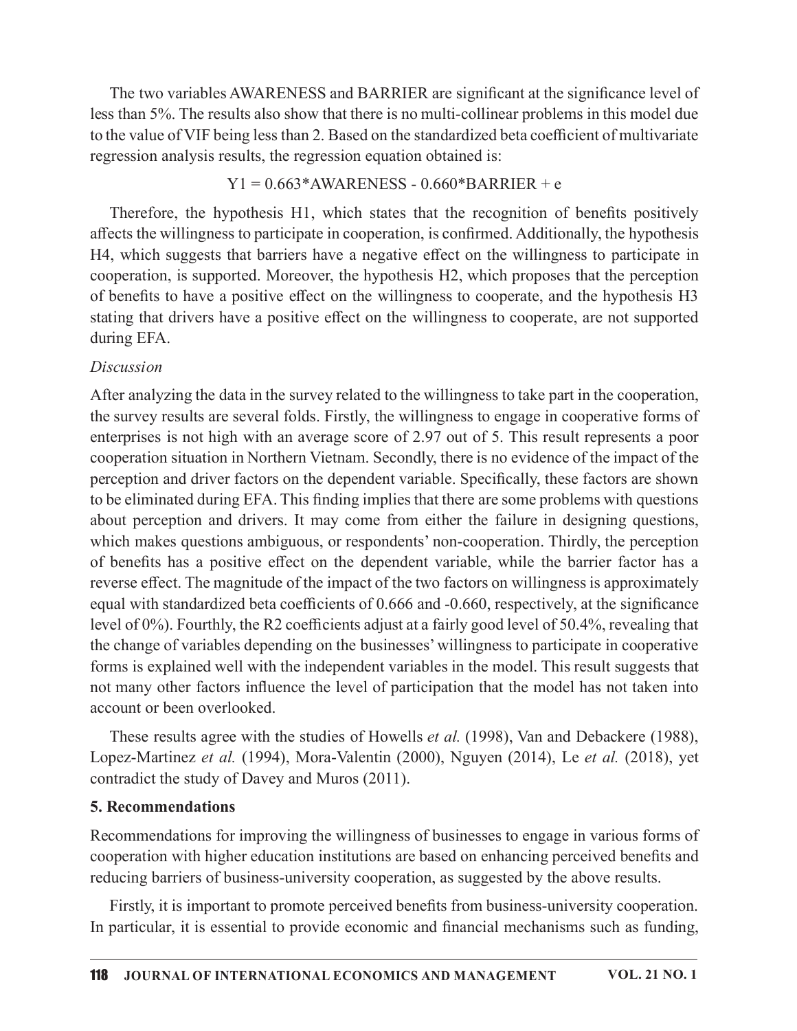The two variables AWARENESS and BARRIER are significant at the significance level of less than 5%. The results also show that there is no multi-collinear problems in this model due to the value of VIF being less than 2. Based on the standardized beta coefficient of multivariate regression analysis results, the regression equation obtained is:

$$Y1 = 0.663*AWARENESS - 0.660*BARRIER + e$$

Therefore, the hypothesis H1, which states that the recognition of benefits positively affects the willingness to participate in cooperation, is confirmed. Additionally, the hypothesis H4, which suggests that barriers have a negative effect on the willingness to participate in cooperation, is supported. Moreover, the hypothesis H2, which proposes that the perception of benefits to have a positive effect on the willingness to cooperate, and the hypothesis H3 stating that drivers have a positive effect on the willingness to cooperate, are not supported during EFA.

*Discussion*

After analyzing the data in the survey related to the willingness to take part in the cooperation, the survey results are several folds. Firstly, the willingness to engage in cooperative forms of enterprises is not high with an average score of 2.97 out of 5. This result represents a poor cooperation situation in Northern Vietnam. Secondly, there is no evidence of the impact of the perception and driver factors on the dependent variable. Specifically, these factors are shown to be eliminated during EFA. This finding implies that there are some problems with questions about perception and drivers. It may come from either the failure in designing questions, which makes questions ambiguous, or respondents' non-cooperation. Thirdly, the perception of benefits has a positive effect on the dependent variable, while the barrier factor has a reverse effect. The magnitude of the impact of the two factors on willingness is approximately equal with standardized beta coefficients of 0.666 and -0.660, respectively, at the significance level of 0%). Fourthly, the R2 coefficients adjust at a fairly good level of 50.4%, revealing that the change of variables depending on the businesses' willingness to participate in cooperative forms is explained well with the independent variables in the model. This result suggests that not many other factors influence the level of participation that the model has not taken into account or been overlooked.

These results agree with the studies of Howells *et al.* (1998), Van and Debackere (1988), Lopez-Martinez *et al.* (1994), Mora-Valentin (2000), Nguyen (2014), Le *et al.* (2018), yet contradict the study of Davey and Muros (2011).

## 5. Recommendations

Recommendations for improving the willingness of businesses to engage in various forms of cooperation with higher education institutions are based on enhancing perceived benefits and reducing barriers of business-university cooperation, as suggested by the above results.

Firstly, it is important to promote perceived benefits from business-university cooperation. In particular, it is essential to provide economic and financial mechanisms such as funding,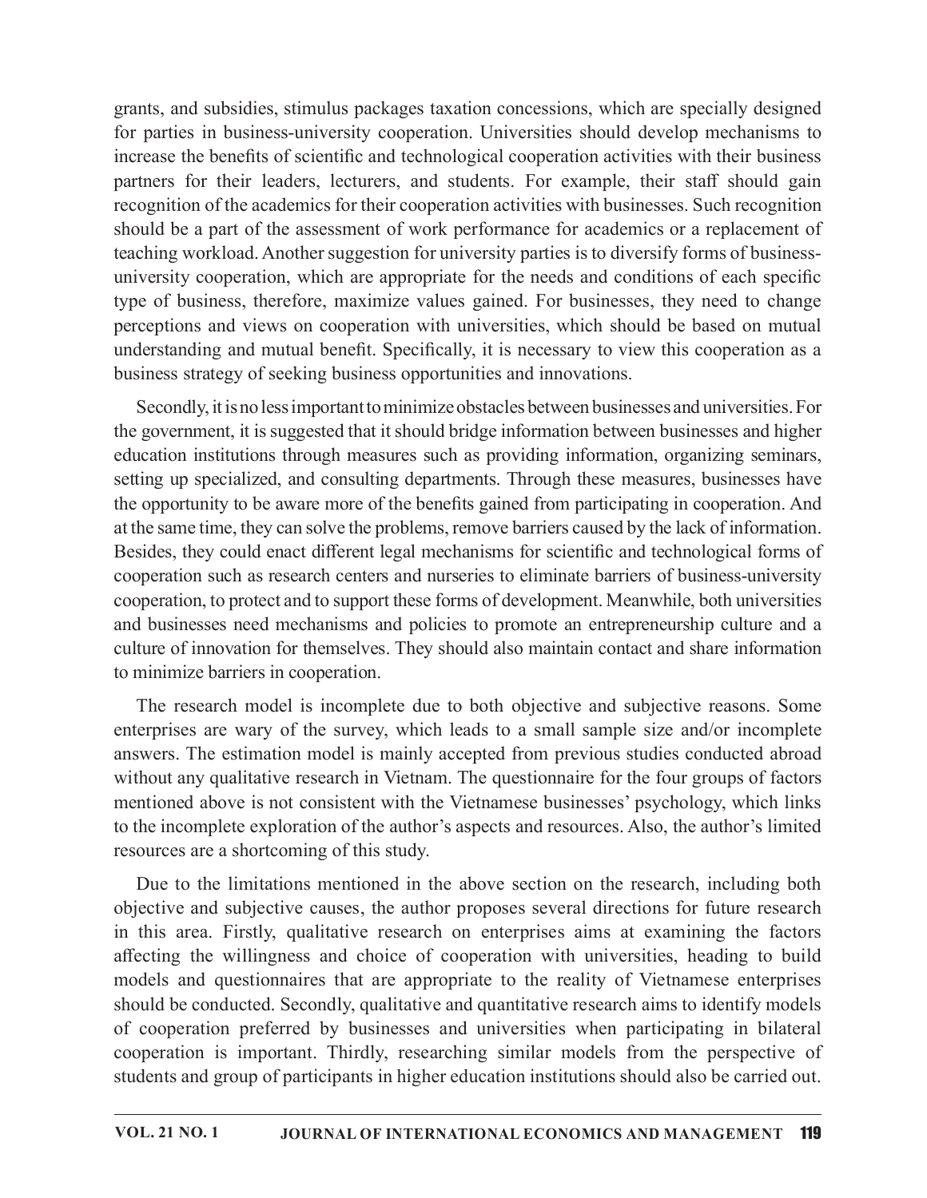grants, and subsidies, stimulus packages taxation concessions, which are specially designed for parties in business-university cooperation. Universities should develop mechanisms to increase the benefits of scientific and technological cooperation activities with their business partners for their leaders, lecturers, and students. For example, their staff should gain recognition of the academics for their cooperation activities with businesses. Such recognition should be a part of the assessment of work performance for academics or a replacement of teaching workload. Another suggestion for university parties is to diversify forms of business-university cooperation, which are appropriate for the needs and conditions of each specific type of business, therefore, maximize values gained. For businesses, they need to change perceptions and views on cooperation with universities, which should be based on mutual understanding and mutual benefit. Specifically, it is necessary to view this cooperation as a business strategy of seeking business opportunities and innovations.

Secondly, it is no less important to minimize obstacles between businesses and universities. For the government, it is suggested that it should bridge information between businesses and higher education institutions through measures such as providing information, organizing seminars, setting up specialized, and consulting departments. Through these measures, businesses have the opportunity to be aware more of the benefits gained from participating in cooperation. And at the same time, they can solve the problems, remove barriers caused by the lack of information. Besides, they could enact different legal mechanisms for scientific and technological forms of cooperation such as research centers and nurseries to eliminate barriers of business-university cooperation, to protect and to support these forms of development. Meanwhile, both universities and businesses need mechanisms and policies to promote an entrepreneurship culture and a culture of innovation for themselves. They should also maintain contact and share information to minimize barriers in cooperation.

The research model is incomplete due to both objective and subjective reasons. Some enterprises are wary of the survey, which leads to a small sample size and/or incomplete answers. The estimation model is mainly accepted from previous studies conducted abroad without any qualitative research in Vietnam. The questionnaire for the four groups of factors mentioned above is not consistent with the Vietnamese businesses' psychology, which links to the incomplete exploration of the author's aspects and resources. Also, the author's limited resources are a shortcoming of this study.

Due to the limitations mentioned in the above section on the research, including both objective and subjective causes, the author proposes several directions for future research in this area. Firstly, qualitative research on enterprises aims at examining the factors affecting the willingness and choice of cooperation with universities, heading to build models and questionnaires that are appropriate to the reality of Vietnamese enterprises should be conducted. Secondly, qualitative and quantitative research aims to identify models of cooperation preferred by businesses and universities when participating in bilateral cooperation is important. Thirdly, researching similar models from the perspective of students and group of participants in higher education institutions should also be carried out.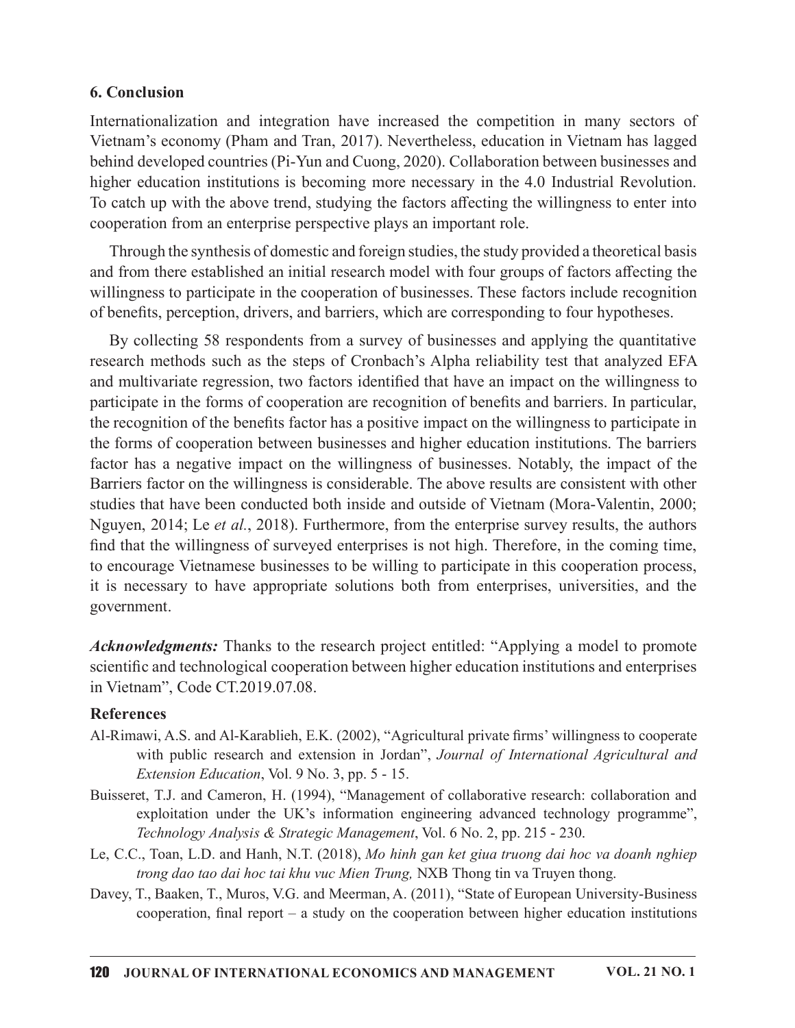## 6. Conclusion

Internationalization and integration have increased the competition in many sectors of Vietnam's economy (Pham and Tran, 2017). Nevertheless, education in Vietnam has lagged behind developed countries (Pi-Yun and Cuong, 2020). Collaboration between businesses and higher education institutions is becoming more necessary in the 4.0 Industrial Revolution. To catch up with the above trend, studying the factors affecting the willingness to enter into cooperation from an enterprise perspective plays an important role.

Through the synthesis of domestic and foreign studies, the study provided a theoretical basis and from there established an initial research model with four groups of factors affecting the willingness to participate in the cooperation of businesses. These factors include recognition of benefits, perception, drivers, and barriers, which are corresponding to four hypotheses.

By collecting 58 respondents from a survey of businesses and applying the quantitative research methods such as the steps of Cronbach's Alpha reliability test that analyzed EFA and multivariate regression, two factors identified that have an impact on the willingness to participate in the forms of cooperation are recognition of benefits and barriers. In particular, the recognition of the benefits factor has a positive impact on the willingness to participate in the forms of cooperation between businesses and higher education institutions. The barriers factor has a negative impact on the willingness of businesses. Notably, the impact of the Barriers factor on the willingness is considerable. The above results are consistent with other studies that have been conducted both inside and outside of Vietnam (Mora-Valentin, 2000; Nguyen, 2014; Le *et al.*, 2018). Furthermore, from the enterprise survey results, the authors find that the willingness of surveyed enterprises is not high. Therefore, in the coming time, to encourage Vietnamese businesses to be willing to participate in this cooperation process, it is necessary to have appropriate solutions both from enterprises, universities, and the government.

***Acknowledgments:*** Thanks to the research project entitled: "Applying a model to promote scientific and technological cooperation between higher education institutions and enterprises in Vietnam", Code CT.2019.07.08.

## References

Al-Rimawi, A.S. and Al-Karablieh, E.K. (2002), "Agricultural private firms' willingness to cooperate with public research and extension in Jordan", *Journal of International Agricultural and Extension Education*, Vol. 9 No. 3, pp. 5 - 15.

Buisseret, T.J. and Cameron, H. (1994), "Management of collaborative research: collaboration and exploitation under the UK's information engineering advanced technology programme", *Technology Analysis & Strategic Management*, Vol. 6 No. 2, pp. 215 - 230.

Le, C.C., Toan, L.D. and Hanh, N.T. (2018), *Mo hinh gan ket giua truong dai hoc va doanh nghiep trong dao tao dai hoc tai khu vuc Mien Trung,* NXB Thong tin va Truyen thong.

Davey, T., Baaken, T., Muros, V.G. and Meerman, A. (2011), "State of European University-Business cooperation, final report – a study on the cooperation between higher education institutions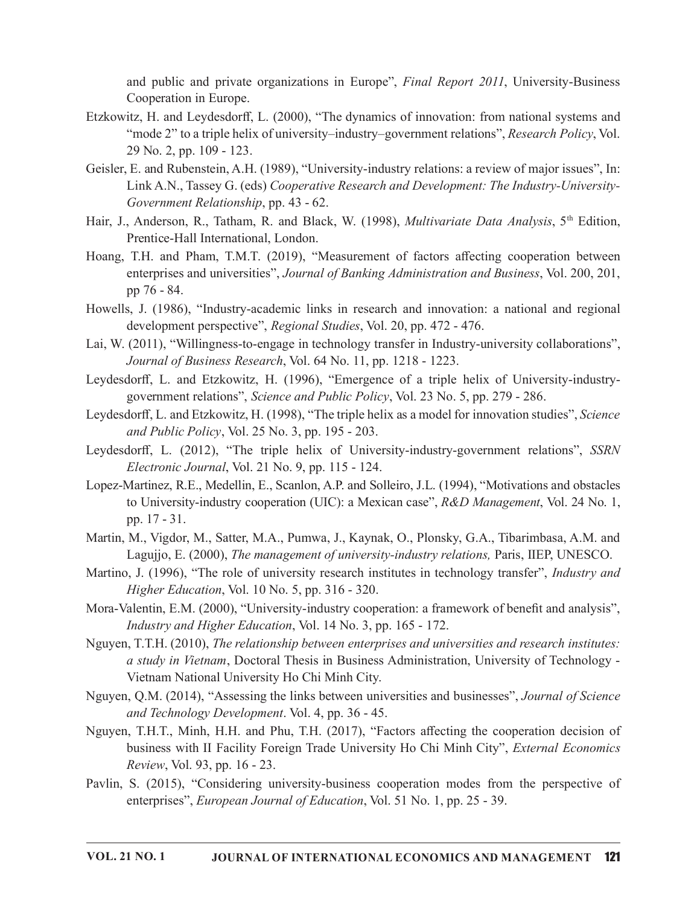and public and private organizations in Europe", *Final Report 2011*, University-Business Cooperation in Europe.

Etzkowitz, H. and Leydesdorff, L. (2000), "The dynamics of innovation: from national systems and "mode 2" to a triple helix of university–industry–government relations", *Research Policy*, Vol. 29 No. 2, pp. 109 - 123.

Geisler, E. and Rubenstein, A.H. (1989), "University-industry relations: a review of major issues", In: Link A.N., Tassey G. (eds) *Cooperative Research and Development: The Industry-University-Government Relationship*, pp. 43 - 62.

Hair, J., Anderson, R., Tatham, R. and Black, W. (1998), *Multivariate Data Analysis*, 5th Edition, Prentice-Hall International, London.

Hoang, T.H. and Pham, T.M.T. (2019), "Measurement of factors affecting cooperation between enterprises and universities", *Journal of Banking Administration and Business*, Vol. 200, 201, pp 76 - 84.

Howells, J. (1986), "Industry-academic links in research and innovation: a national and regional development perspective", *Regional Studies*, Vol. 20, pp. 472 - 476.

Lai, W. (2011), "Willingness-to-engage in technology transfer in Industry-university collaborations", *Journal of Business Research*, Vol. 64 No. 11, pp. 1218 - 1223.

Leydesdorff, L. and Etzkowitz, H. (1996), "Emergence of a triple helix of University-industry-government relations", *Science and Public Policy*, Vol. 23 No. 5, pp. 279 - 286.

Leydesdorff, L. and Etzkowitz, H. (1998), "The triple helix as a model for innovation studies", *Science and Public Policy*, Vol. 25 No. 3, pp. 195 - 203.

Leydesdorff, L. (2012), "The triple helix of University-industry-government relations", *SSRN Electronic Journal*, Vol. 21 No. 9, pp. 115 - 124.

Lopez-Martinez, R.E., Medellin, E., Scanlon, A.P. and Solleiro, J.L. (1994), "Motivations and obstacles to University-industry cooperation (UIC): a Mexican case", *R&D Management*, Vol. 24 No. 1, pp. 17 - 31.

Martin, M., Vigdor, M., Satter, M.A., Pumwa, J., Kaynak, O., Plonsky, G.A., Tibarimbasa, A.M. and Lagujjo, E. (2000), *The management of university-industry relations,* Paris, IIEP, UNESCO.

Martino, J. (1996), "The role of university research institutes in technology transfer", *Industry and Higher Education*, Vol. 10 No. 5, pp. 316 - 320.

Mora-Valentin, E.M. (2000), "University-industry cooperation: a framework of benefit and analysis", *Industry and Higher Education*, Vol. 14 No. 3, pp. 165 - 172.

Nguyen, T.T.H. (2010), *The relationship between enterprises and universities and research institutes: a study in Vietnam*, Doctoral Thesis in Business Administration, University of Technology - Vietnam National University Ho Chi Minh City.

Nguyen, Q.M. (2014), "Assessing the links between universities and businesses", *Journal of Science and Technology Development*. Vol. 4, pp. 36 - 45.

Nguyen, T.H.T., Minh, H.H. and Phu, T.H. (2017), "Factors affecting the cooperation decision of business with II Facility Foreign Trade University Ho Chi Minh City", *External Economics Review*, Vol. 93, pp. 16 - 23.

Pavlin, S. (2015), "Considering university-business cooperation modes from the perspective of enterprises", *European Journal of Education*, Vol. 51 No. 1, pp. 25 - 39.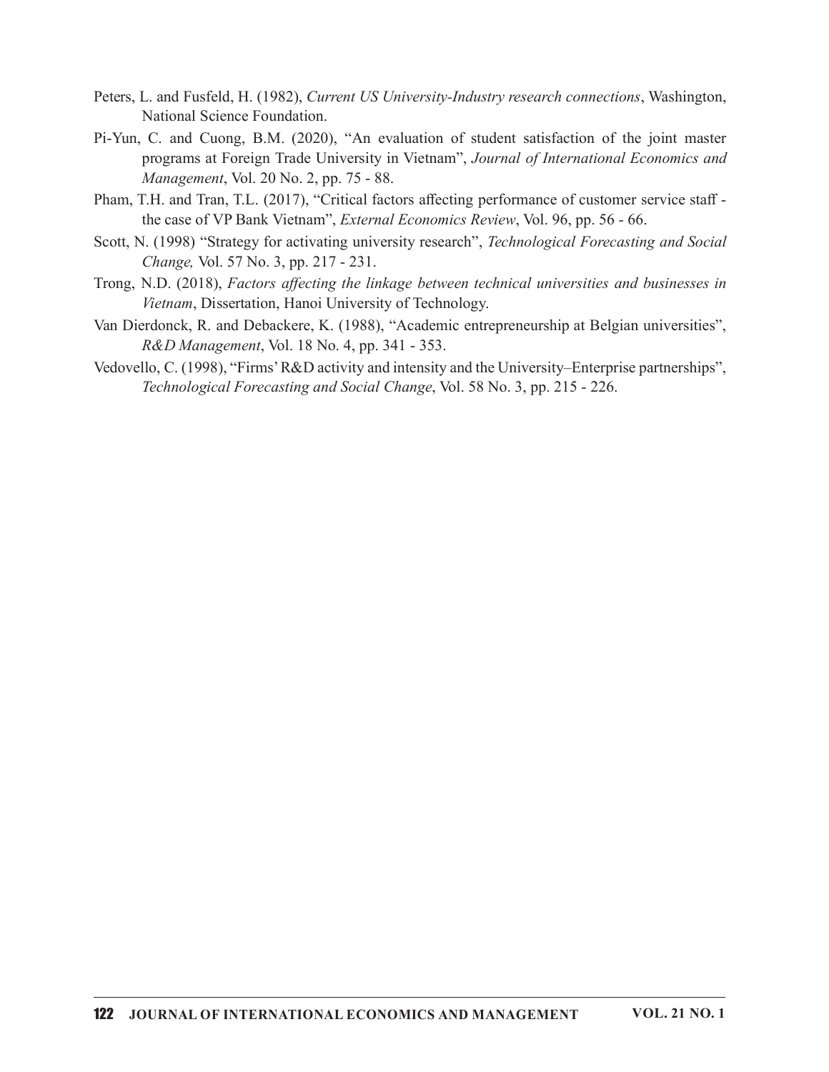Peters, L. and Fusfeld, H. (1982), *Current US University-Industry research connections*, Washington, National Science Foundation.

Pi-Yun, C. and Cuong, B.M. (2020), "An evaluation of student satisfaction of the joint master programs at Foreign Trade University in Vietnam", *Journal of International Economics and Management*, Vol. 20 No. 2, pp. 75 - 88.

Pham, T.H. and Tran, T.L. (2017), "Critical factors affecting performance of customer service staff - the case of VP Bank Vietnam", *External Economics Review*, Vol. 96, pp. 56 - 66.

Scott, N. (1998) "Strategy for activating university research", *Technological Forecasting and Social Change,* Vol. 57 No. 3, pp. 217 - 231.

Trong, N.D. (2018), *Factors affecting the linkage between technical universities and businesses in Vietnam*, Dissertation, Hanoi University of Technology.

Van Dierdonck, R. and Debackere, K. (1988), "Academic entrepreneurship at Belgian universities", *R&D Management*, Vol. 18 No. 4, pp. 341 - 353.

Vedovello, C. (1998), "Firms' R&D activity and intensity and the University–Enterprise partnerships", *Technological Forecasting and Social Change*, Vol. 58 No. 3, pp. 215 - 226.